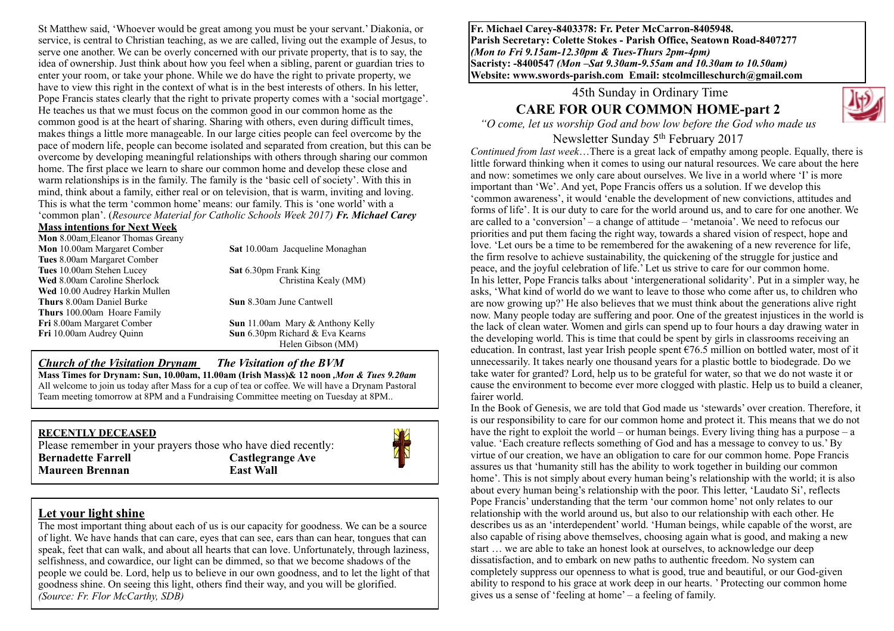St Matthew said, 'Whoever would be great among you must be your servant.' Diakonia, or service, is central to Christian teaching, as we are called, living out the example of Jesus, to serve one another. We can be overly concerned with our private property, that is to say, the idea of ownership. Just think about how you feel when a sibling, parent or guardian tries to enter your room, or take your phone. While we do have the right to private property, we have to view this right in the context of what is in the best interests of others. In his letter, Pope Francis states clearly that the right to private property comes with a 'social mortgage'. He teaches us that we must focus on the common good in our common home as the common good is at the heart of sharing. Sharing with others, even during difficult times, makes things a little more manageable. In our large cities people can feel overcome by the pace of modern life, people can become isolated and separated from creation, but this can be overcome by developing meaningful relationships with others through sharing our common home. The first place we learn to share our common home and develop these close and warm relationships is in the family. The family is the 'basic cell of society'. With this in mind, think about a family, either real or on television, that is warm, inviting and loving. This is what the term 'common home' means: our family. This is 'one world' with a 'common plan'. (*Resource Material for Catholic Schools Week 2017) **Fr. Michael Carey***

**Mass intentions for Next Week**

**Mon** 8.00am Eleanor Thomas Greany
**Mon** 10.00am Margaret Comber
**Tues** 8.00am Margaret Comber
**Tues** 10.00am Stehen Lucey
**Wed** 8.00am Caroline Sherlock
**Wed** 10.00 Audrey Harkin Mullen
**Thurs** 8.00am Daniel Burke
**Thurs** 100.00am Hoare Family
**Fri** 8.00am Margaret Comber
**Fri** 10.00am Audrey Quinn
**Sat** 10.00am Jacqueline Monaghan
**Sat** 6.30pm Frank King
Christina Kealy (MM)
**Sun** 8.30am June Cantwell
**Sun** 11.00am Mary & Anthony Kelly
**Sun** 6.30pm Richard & Eva Kearns
Helen Gibson (MM)

***Church of the Visitation Drynam*** ***The Visitation of the BVM***

**Mass Times for Drynam: Sun, 10.00am, 11.00am (Irish Mass)& 12 noon ,*Mon & Tues 9.20am***
All welcome to join us today after Mass for a cup of tea or coffee. We will have a Drynam Pastoral Team meeting tomorrow at 8PM and a Fundraising Committee meeting on Tuesday at 8PM..

**RECENTLY DECEASED**

Please remember in your prayers those who have died recently:

**Bernadette Farrell** — **Castlegrange Ave**
**Maureen Brennan** — **East Wall**

## Let your light shine

The most important thing about each of us is our capacity for goodness. We can be a source of light. We have hands that can care, eyes that can see, ears than can hear, tongues that can speak, feet that can walk, and about all hearts that can love. Unfortunately, through laziness, selfishness, and cowardice, our light can be dimmed, so that we become shadows of the people we could be. Lord, help us to believe in our own goodness, and to let the light of that goodness shine. On seeing this light, others find their way, and you will be glorified. *(Source: Fr. Flor McCarthy, SDB)*

**Fr. Michael Carey-8403378: Fr. Peter McCarron-8405948.**
**Parish Secretary: Colette Stokes - Parish Office, Seatown Road-8407277**
***(Mon to Fri 9.15am-12.30pm & Tues-Thurs 2pm-4pm)***
**Sacristy: -8400547 *(Mon –Sat 9.30am-9.55am and 10.30am to 10.50am)***
**Website: www.swords-parish.com Email: stcolmcilleschurch@gmail.com**

45th Sunday in Ordinary Time

# CARE FOR OUR COMMON HOME-part 2

*"O come, let us worship God and bow low before the God who made us*

Newsletter Sunday 5th February 2017

*Continued from last week*…There is a great lack of empathy among people. Equally, there is little forward thinking when it comes to using our natural resources. We care about the here and now: sometimes we only care about ourselves. We live in a world where 'I' is more important than 'We'. And yet, Pope Francis offers us a solution. If we develop this 'common awareness', it would 'enable the development of new convictions, attitudes and forms of life'. It is our duty to care for the world around us, and to care for one another. We are called to a 'conversion' – a change of attitude – 'metanoia'. We need to refocus our priorities and put them facing the right way, towards a shared vision of respect, hope and love. 'Let ours be a time to be remembered for the awakening of a new reverence for life, the firm resolve to achieve sustainability, the quickening of the struggle for justice and peace, and the joyful celebration of life.' Let us strive to care for our common home.

In his letter, Pope Francis talks about 'intergenerational solidarity'. Put in a simpler way, he asks, 'What kind of world do we want to leave to those who come after us, to children who are now growing up?' He also believes that we must think about the generations alive right now. Many people today are suffering and poor. One of the greatest injustices in the world is the lack of clean water. Women and girls can spend up to four hours a day drawing water in the developing world. This is time that could be spent by girls in classrooms receiving an education. In contrast, last year Irish people spent €76.5 million on bottled water, most of it unnecessarily. It takes nearly one thousand years for a plastic bottle to biodegrade. Do we take water for granted? Lord, help us to be grateful for water, so that we do not waste it or cause the environment to become ever more clogged with plastic. Help us to build a cleaner, fairer world.

In the Book of Genesis, we are told that God made us 'stewards' over creation. Therefore, it is our responsibility to care for our common home and protect it. This means that we do not have the right to exploit the world – or human beings. Every living thing has a purpose – a value. 'Each creature reflects something of God and has a message to convey to us.' By virtue of our creation, we have an obligation to care for our common home. Pope Francis assures us that 'humanity still has the ability to work together in building our common home'. This is not simply about every human being's relationship with the world; it is also about every human being's relationship with the poor. This letter, 'Laudato Si', reflects Pope Francis' understanding that the term 'our common home' not only relates to our relationship with the world around us, but also to our relationship with each other. He describes us as an 'interdependent' world. 'Human beings, while capable of the worst, are also capable of rising above themselves, choosing again what is good, and making a new start … we are able to take an honest look at ourselves, to acknowledge our deep dissatisfaction, and to embark on new paths to authentic freedom. No system can completely suppress our openness to what is good, true and beautiful, or our God-given ability to respond to his grace at work deep in our hearts. ' Protecting our common home gives us a sense of 'feeling at home' – a feeling of family.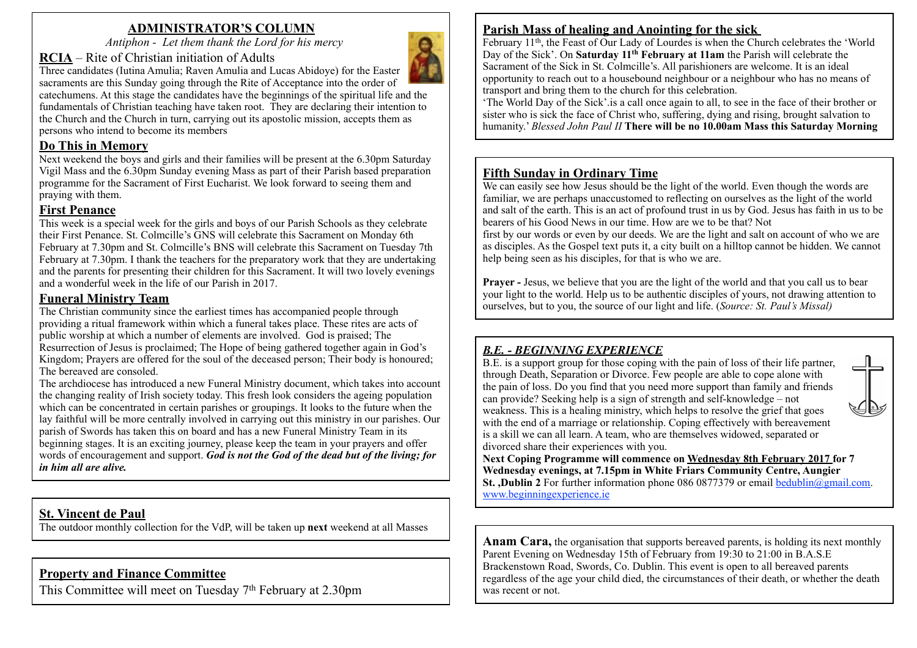## ADMINISTRATOR'S COLUMN

*Antiphon - Let them thank the Lord for his mercy*

### RCIA – Rite of Christian initiation of Adults

Three candidates (Iutina Amulia; Raven Amulia and Lucas Abidoye) for the Easter sacraments are this Sunday going through the Rite of Acceptance into the order of catechumens. At this stage the candidates have the beginnings of the spiritual life and the fundamentals of Christian teaching have taken root. They are declaring their intention to the Church and the Church in turn, carrying out its apostolic mission, accepts them as persons who intend to become its members

### Do This in Memory

Next weekend the boys and girls and their families will be present at the 6.30pm Saturday Vigil Mass and the 6.30pm Sunday evening Mass as part of their Parish based preparation programme for the Sacrament of First Eucharist. We look forward to seeing them and praying with them.

### First Penance

This week is a special week for the girls and boys of our Parish Schools as they celebrate their First Penance. St. Colmcille's GNS will celebrate this Sacrament on Monday 6th February at 7.30pm and St. Colmcille's BNS will celebrate this Sacrament on Tuesday 7th February at 7.30pm. I thank the teachers for the preparatory work that they are undertaking and the parents for presenting their children for this Sacrament. It will two lovely evenings and a wonderful week in the life of our Parish in 2017.

### Funeral Ministry Team

The Christian community since the earliest times has accompanied people through providing a ritual framework within which a funeral takes place. These rites are acts of public worship at which a number of elements are involved. God is praised; The Resurrection of Jesus is proclaimed; The Hope of being gathered together again in God's Kingdom; Prayers are offered for the soul of the deceased person; Their body is honoured; The bereaved are consoled.

The archdiocese has introduced a new Funeral Ministry document, which takes into account the changing reality of Irish society today. This fresh look considers the ageing population which can be concentrated in certain parishes or groupings. It looks to the future when the lay faithful will be more centrally involved in carrying out this ministry in our parishes. Our parish of Swords has taken this on board and has a new Funeral Ministry Team in its beginning stages. It is an exciting journey, please keep the team in your prayers and offer words of encouragement and support. ***God is not the God of the dead but of the living; for in him all are alive.***

### St. Vincent de Paul

The outdoor monthly collection for the VdP, will be taken up **next** weekend at all Masses

### Property and Finance Committee

This Committee will meet on Tuesday 7th February at 2.30pm

### Parish Mass of healing and Anointing for the sick

February 11th, the Feast of Our Lady of Lourdes is when the Church celebrates the 'World Day of the Sick'. On **Saturday 11th February at 11am** the Parish will celebrate the Sacrament of the Sick in St. Colmcille's. All parishioners are welcome. It is an ideal opportunity to reach out to a housebound neighbour or a neighbour who has no means of transport and bring them to the church for this celebration.

'The World Day of the Sick'.is a call once again to all, to see in the face of their brother or sister who is sick the face of Christ who, suffering, dying and rising, brought salvation to humanity.' *Blessed John Paul II* **There will be no 10.00am Mass this Saturday Morning**

### Fifth Sunday in Ordinary Time

We can easily see how Jesus should be the light of the world. Even though the words are familiar, we are perhaps unaccustomed to reflecting on ourselves as the light of the world and salt of the earth. This is an act of profound trust in us by God. Jesus has faith in us to be bearers of his Good News in our time. How are we to be that? Not first by our words or even by our deeds. We are the light and salt on account of who we are as disciples. As the Gospel text puts it, a city built on a hilltop cannot be hidden. We cannot help being seen as his disciples, for that is who we are.

**Prayer -** Jesus, we believe that you are the light of the world and that you call us to bear your light to the world. Help us to be authentic disciples of yours, not drawing attention to ourselves, but to you, the source of our light and life. (*Source: St. Paul's Missal)*

### *B.E. - BEGINNING EXPERIENCE*

B.E. is a support group for those coping with the pain of loss of their life partner, through Death, Separation or Divorce. Few people are able to cope alone with the pain of loss. Do you find that you need more support than family and friends can provide? Seeking help is a sign of strength and self-knowledge – not weakness. This is a healing ministry, which helps to resolve the grief that goes with the end of a marriage or relationship. Coping effectively with bereavement is a skill we can all learn. A team, who are themselves widowed, separated or divorced share their experiences with you.

**Next Coping Programme will commence on Wednesday 8th February 2017 for 7 Wednesday evenings, at 7.15pm in White Friars Community Centre, Aungier St. ,Dublin 2** For further information phone 086 0877379 or email bedublin@gmail.com. www.beginningexperience.ie

**Anam Cara,** the organisation that supports bereaved parents, is holding its next monthly Parent Evening on Wednesday 15th of February from 19:30 to 21:00 in B.A.S.E Brackenstown Road, Swords, Co. Dublin. This event is open to all bereaved parents regardless of the age your child died, the circumstances of their death, or whether the death was recent or not.